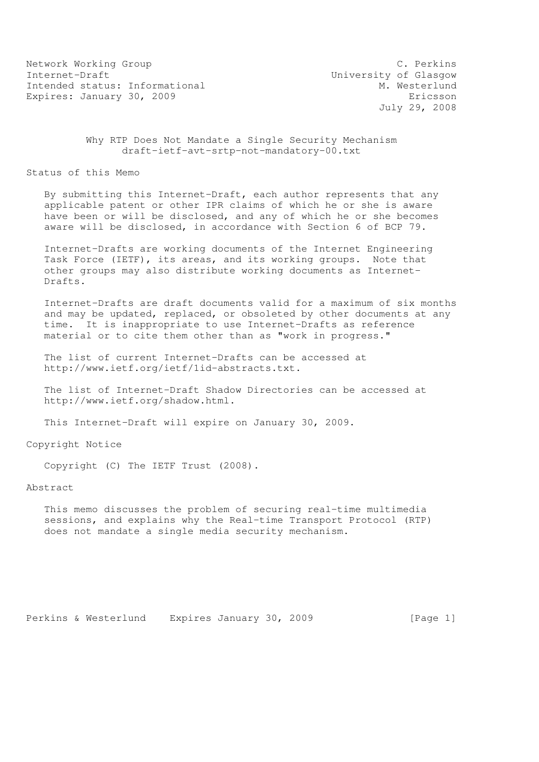Network Working Group C. Perkins
Internet-Draft University of Glasgow
Intended status: Informational M. Westerlund
Expires: January 30, 2009 Ericsson
July 29, 2008

# Why RTP Does Not Mandate a Single Security Mechanism
draft-ietf-avt-srtp-not-mandatory-00.txt

## Status of this Memo

By submitting this Internet-Draft, each author represents that any applicable patent or other IPR claims of which he or she is aware have been or will be disclosed, and any of which he or she becomes aware will be disclosed, in accordance with Section 6 of BCP 79.

Internet-Drafts are working documents of the Internet Engineering Task Force (IETF), its areas, and its working groups. Note that other groups may also distribute working documents as Internet-Drafts.

Internet-Drafts are draft documents valid for a maximum of six months and may be updated, replaced, or obsoleted by other documents at any time. It is inappropriate to use Internet-Drafts as reference material or to cite them other than as "work in progress."

The list of current Internet-Drafts can be accessed at http://www.ietf.org/ietf/1id-abstracts.txt.

The list of Internet-Draft Shadow Directories can be accessed at http://www.ietf.org/shadow.html.

This Internet-Draft will expire on January 30, 2009.

## Copyright Notice

Copyright (C) The IETF Trust (2008).

## Abstract

This memo discusses the problem of securing real-time multimedia sessions, and explains why the Real-time Transport Protocol (RTP) does not mandate a single media security mechanism.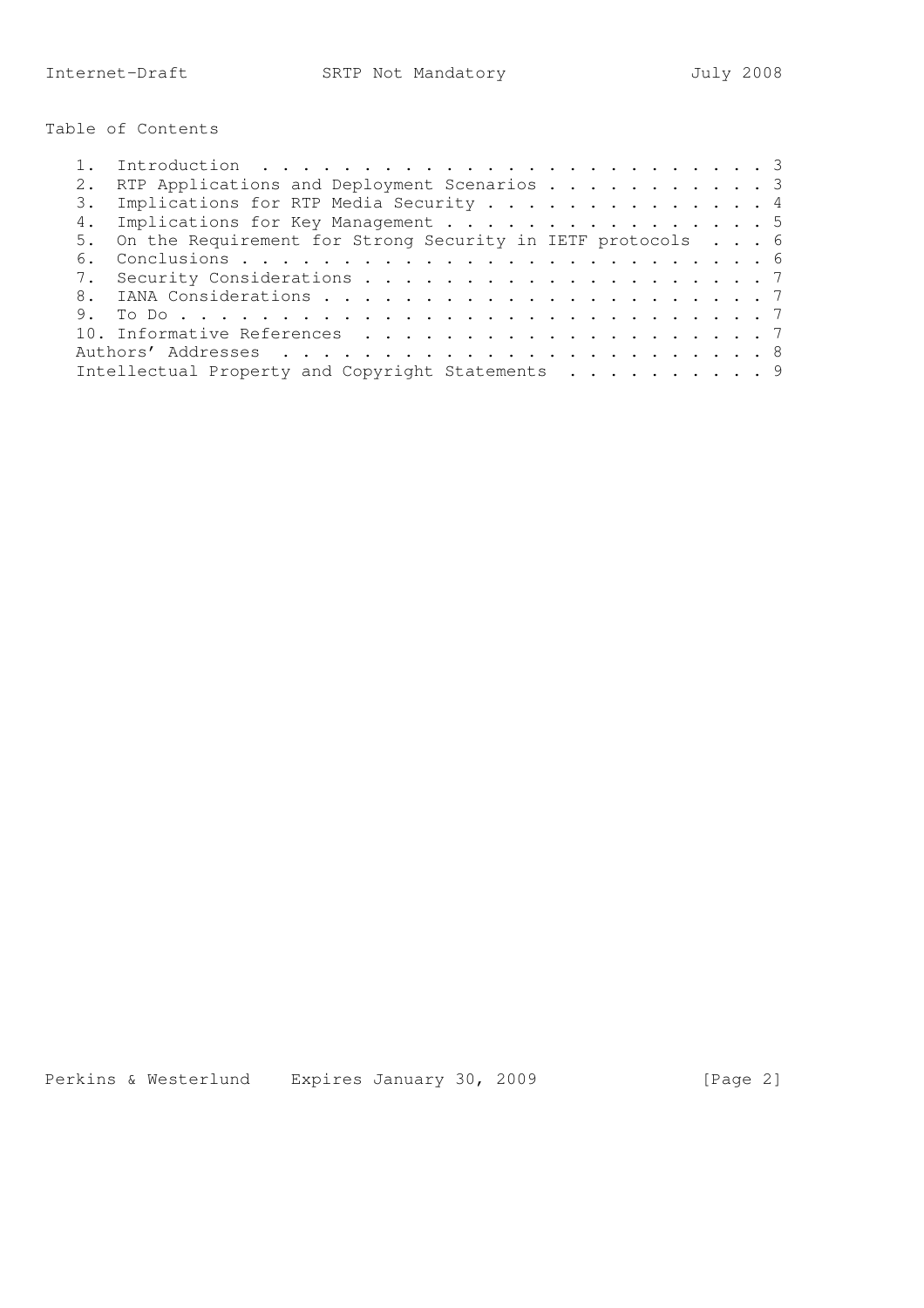## Table of Contents

1. Introduction . . . . . . . . . . . . . . . . . . . . . . . . . 3
2. RTP Applications and Deployment Scenarios . . . . . . . . . . . 3
3. Implications for RTP Media Security . . . . . . . . . . . . . . 4
4. Implications for Key Management . . . . . . . . . . . . . . . . 5
5. On the Requirement for Strong Security in IETF protocols . . . 6
6. Conclusions . . . . . . . . . . . . . . . . . . . . . . . . . . 6
7. Security Considerations . . . . . . . . . . . . . . . . . . . . 7
8. IANA Considerations . . . . . . . . . . . . . . . . . . . . . . 7
9. To Do . . . . . . . . . . . . . . . . . . . . . . . . . . . . . 7
10. Informative References . . . . . . . . . . . . . . . . . . . . 7

Authors' Addresses . . . . . . . . . . . . . . . . . . . . . . . . 8

Intellectual Property and Copyright Statements . . . . . . . . . . 9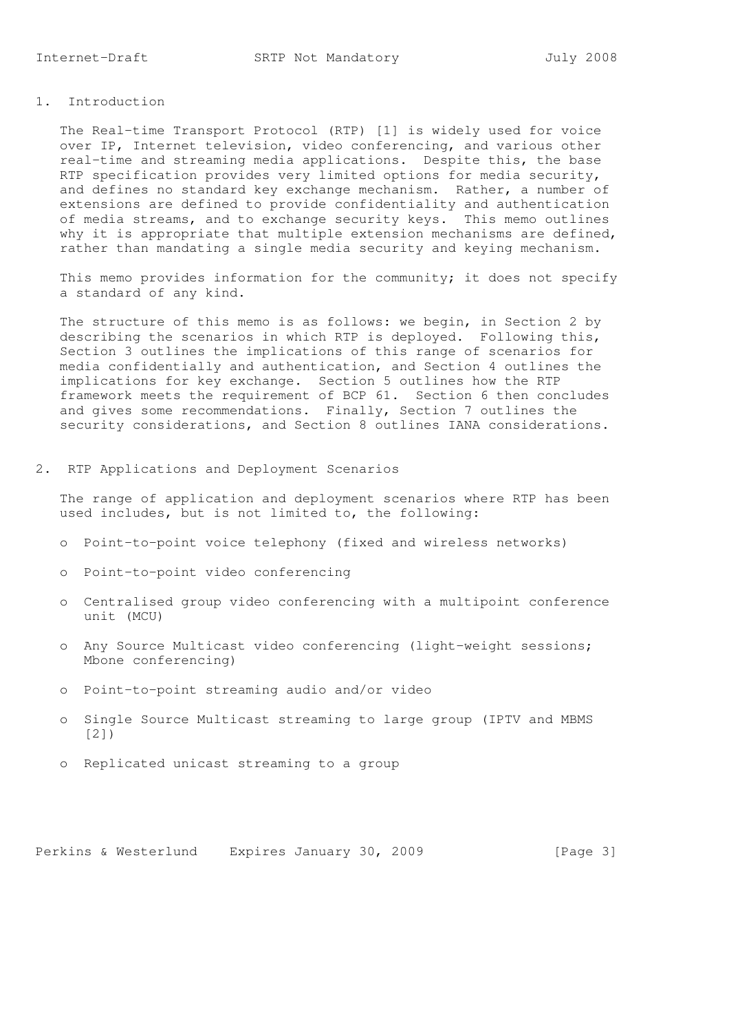## 1. Introduction

The Real-time Transport Protocol (RTP) [1] is widely used for voice over IP, Internet television, video conferencing, and various other real-time and streaming media applications. Despite this, the base RTP specification provides very limited options for media security, and defines no standard key exchange mechanism. Rather, a number of extensions are defined to provide confidentiality and authentication of media streams, and to exchange security keys. This memo outlines why it is appropriate that multiple extension mechanisms are defined, rather than mandating a single media security and keying mechanism.

This memo provides information for the community; it does not specify a standard of any kind.

The structure of this memo is as follows: we begin, in Section 2 by describing the scenarios in which RTP is deployed. Following this, Section 3 outlines the implications of this range of scenarios for media confidentially and authentication, and Section 4 outlines the implications for key exchange. Section 5 outlines how the RTP framework meets the requirement of BCP 61. Section 6 then concludes and gives some recommendations. Finally, Section 7 outlines the security considerations, and Section 8 outlines IANA considerations.

## 2. RTP Applications and Deployment Scenarios

The range of application and deployment scenarios where RTP has been used includes, but is not limited to, the following:

- Point-to-point voice telephony (fixed and wireless networks)
- Point-to-point video conferencing
- Centralised group video conferencing with a multipoint conference unit (MCU)
- Any Source Multicast video conferencing (light-weight sessions; Mbone conferencing)
- Point-to-point streaming audio and/or video
- Single Source Multicast streaming to large group (IPTV and MBMS [2])
- Replicated unicast streaming to a group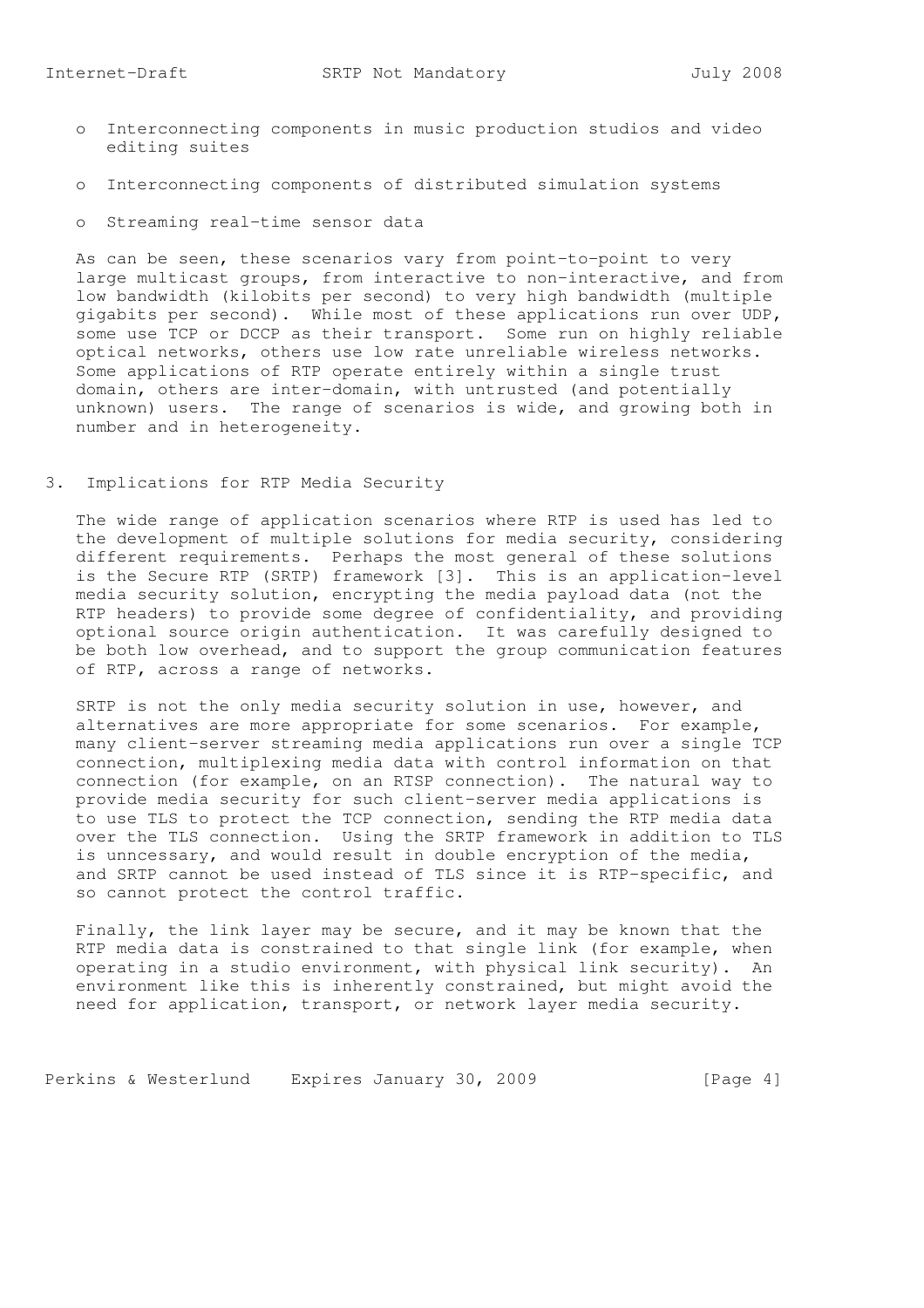- Interconnecting components in music production studios and video editing suites

- Interconnecting components of distributed simulation systems

- Streaming real-time sensor data

As can be seen, these scenarios vary from point-to-point to very large multicast groups, from interactive to non-interactive, and from low bandwidth (kilobits per second) to very high bandwidth (multiple gigabits per second). While most of these applications run over UDP, some use TCP or DCCP as their transport. Some run on highly reliable optical networks, others use low rate unreliable wireless networks. Some applications of RTP operate entirely within a single trust domain, others are inter-domain, with untrusted (and potentially unknown) users. The range of scenarios is wide, and growing both in number and in heterogeneity.

## 3. Implications for RTP Media Security

The wide range of application scenarios where RTP is used has led to the development of multiple solutions for media security, considering different requirements. Perhaps the most general of these solutions is the Secure RTP (SRTP) framework [3]. This is an application-level media security solution, encrypting the media payload data (not the RTP headers) to provide some degree of confidentiality, and providing optional source origin authentication. It was carefully designed to be both low overhead, and to support the group communication features of RTP, across a range of networks.

SRTP is not the only media security solution in use, however, and alternatives are more appropriate for some scenarios. For example, many client-server streaming media applications run over a single TCP connection, multiplexing media data with control information on that connection (for example, on an RTSP connection). The natural way to provide media security for such client-server media applications is to use TLS to protect the TCP connection, sending the RTP media data over the TLS connection. Using the SRTP framework in addition to TLS is unncessary, and would result in double encryption of the media, and SRTP cannot be used instead of TLS since it is RTP-specific, and so cannot protect the control traffic.

Finally, the link layer may be secure, and it may be known that the RTP media data is constrained to that single link (for example, when operating in a studio environment, with physical link security). An environment like this is inherently constrained, but might avoid the need for application, transport, or network layer media security.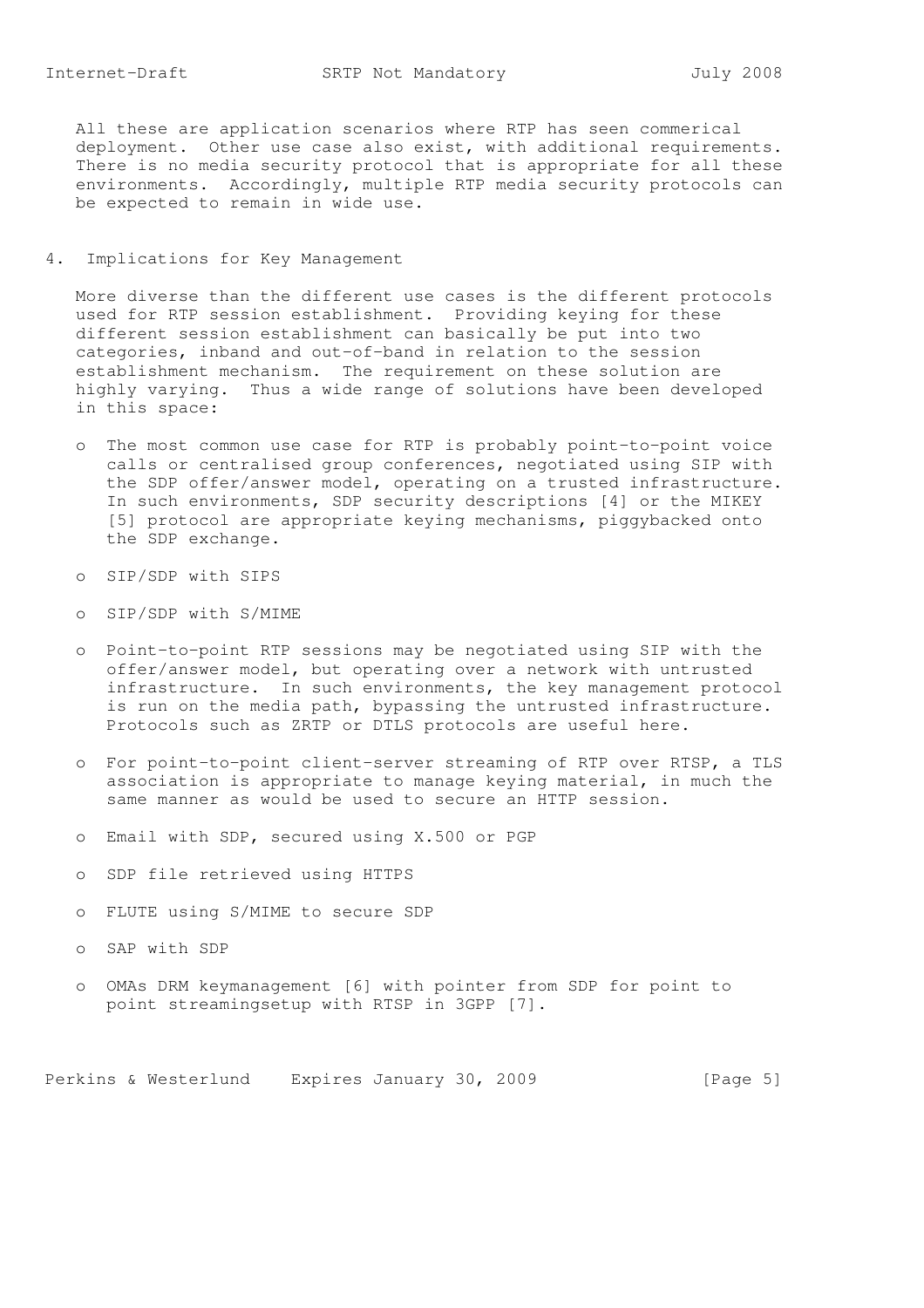All these are application scenarios where RTP has seen commerical deployment. Other use case also exist, with additional requirements. There is no media security protocol that is appropriate for all these environments. Accordingly, multiple RTP media security protocols can be expected to remain in wide use.

## 4. Implications for Key Management

More diverse than the different use cases is the different protocols used for RTP session establishment. Providing keying for these different session establishment can basically be put into two categories, inband and out-of-band in relation to the session establishment mechanism. The requirement on these solution are highly varying. Thus a wide range of solutions have been developed in this space:

- The most common use case for RTP is probably point-to-point voice calls or centralised group conferences, negotiated using SIP with the SDP offer/answer model, operating on a trusted infrastructure. In such environments, SDP security descriptions [4] or the MIKEY [5] protocol are appropriate keying mechanisms, piggybacked onto the SDP exchange.

- SIP/SDP with SIPS

- SIP/SDP with S/MIME

- Point-to-point RTP sessions may be negotiated using SIP with the offer/answer model, but operating over a network with untrusted infrastructure. In such environments, the key management protocol is run on the media path, bypassing the untrusted infrastructure. Protocols such as ZRTP or DTLS protocols are useful here.

- For point-to-point client-server streaming of RTP over RTSP, a TLS association is appropriate to manage keying material, in much the same manner as would be used to secure an HTTP session.

- Email with SDP, secured using X.500 or PGP

- SDP file retrieved using HTTPS

- FLUTE using S/MIME to secure SDP

- SAP with SDP

- OMAs DRM keymanagement [6] with pointer from SDP for point to point streamingsetup with RTSP in 3GPP [7].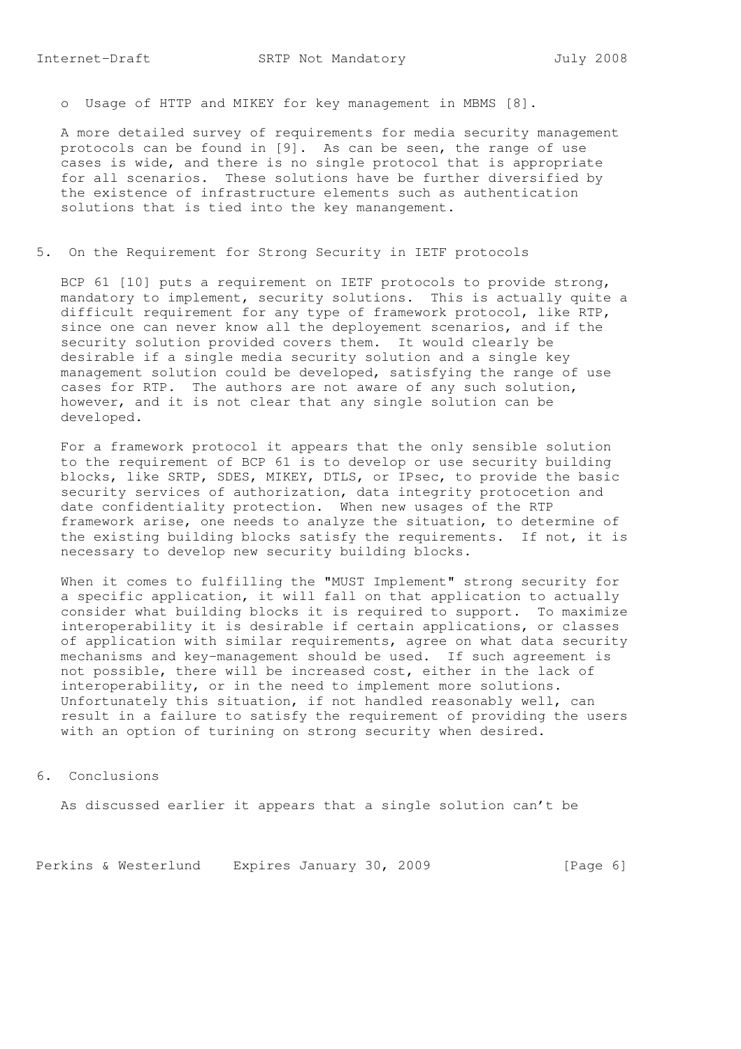- Usage of HTTP and MIKEY for key management in MBMS [8].

A more detailed survey of requirements for media security management protocols can be found in [9]. As can be seen, the range of use cases is wide, and there is no single protocol that is appropriate for all scenarios. These solutions have be further diversified by the existence of infrastructure elements such as authentication solutions that is tied into the key manangement.

## 5. On the Requirement for Strong Security in IETF protocols

BCP 61 [10] puts a requirement on IETF protocols to provide strong, mandatory to implement, security solutions. This is actually quite a difficult requirement for any type of framework protocol, like RTP, since one can never know all the deployement scenarios, and if the security solution provided covers them. It would clearly be desirable if a single media security solution and a single key management solution could be developed, satisfying the range of use cases for RTP. The authors are not aware of any such solution, however, and it is not clear that any single solution can be developed.

For a framework protocol it appears that the only sensible solution to the requirement of BCP 61 is to develop or use security building blocks, like SRTP, SDES, MIKEY, DTLS, or IPsec, to provide the basic security services of authorization, data integrity protocetion and date confidentiality protection. When new usages of the RTP framework arise, one needs to analyze the situation, to determine of the existing building blocks satisfy the requirements. If not, it is necessary to develop new security building blocks.

When it comes to fulfilling the "MUST Implement" strong security for a specific application, it will fall on that application to actually consider what building blocks it is required to support. To maximize interoperability it is desirable if certain applications, or classes of application with similar requirements, agree on what data security mechanisms and key-management should be used. If such agreement is not possible, there will be increased cost, either in the lack of interoperability, or in the need to implement more solutions. Unfortunately this situation, if not handled reasonably well, can result in a failure to satisfy the requirement of providing the users with an option of turining on strong security when desired.

## 6. Conclusions

As discussed earlier it appears that a single solution can't be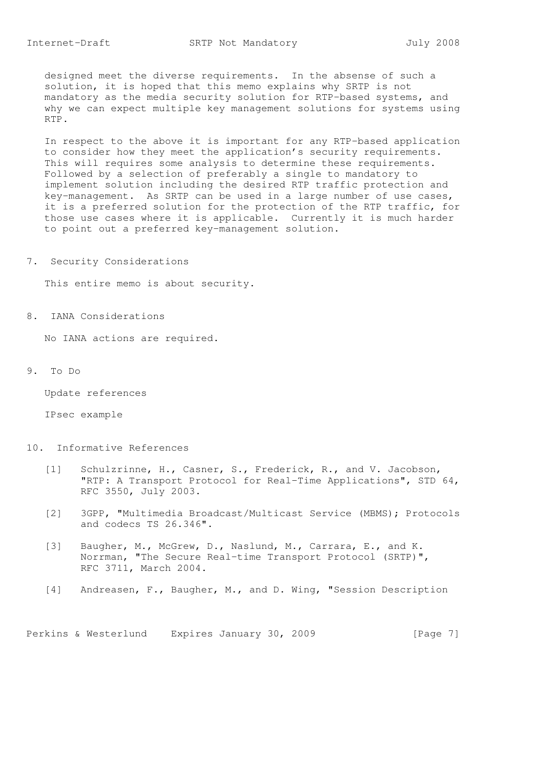designed meet the diverse requirements. In the absense of such a solution, it is hoped that this memo explains why SRTP is not mandatory as the media security solution for RTP-based systems, and why we can expect multiple key management solutions for systems using RTP.

In respect to the above it is important for any RTP-based application to consider how they meet the application's security requirements. This will requires some analysis to determine these requirements. Followed by a selection of preferably a single to mandatory to implement solution including the desired RTP traffic protection and key-management. As SRTP can be used in a large number of use cases, it is a preferred solution for the protection of the RTP traffic, for those use cases where it is applicable. Currently it is much harder to point out a preferred key-management solution.

## 7. Security Considerations

This entire memo is about security.

## 8. IANA Considerations

No IANA actions are required.

## 9. To Do

Update references

IPsec example

## 10. Informative References

[1] Schulzrinne, H., Casner, S., Frederick, R., and V. Jacobson, "RTP: A Transport Protocol for Real-Time Applications", STD 64, RFC 3550, July 2003.

[2] 3GPP, "Multimedia Broadcast/Multicast Service (MBMS); Protocols and codecs TS 26.346".

[3] Baugher, M., McGrew, D., Naslund, M., Carrara, E., and K. Norrman, "The Secure Real-time Transport Protocol (SRTP)", RFC 3711, March 2004.

[4] Andreasen, F., Baugher, M., and D. Wing, "Session Description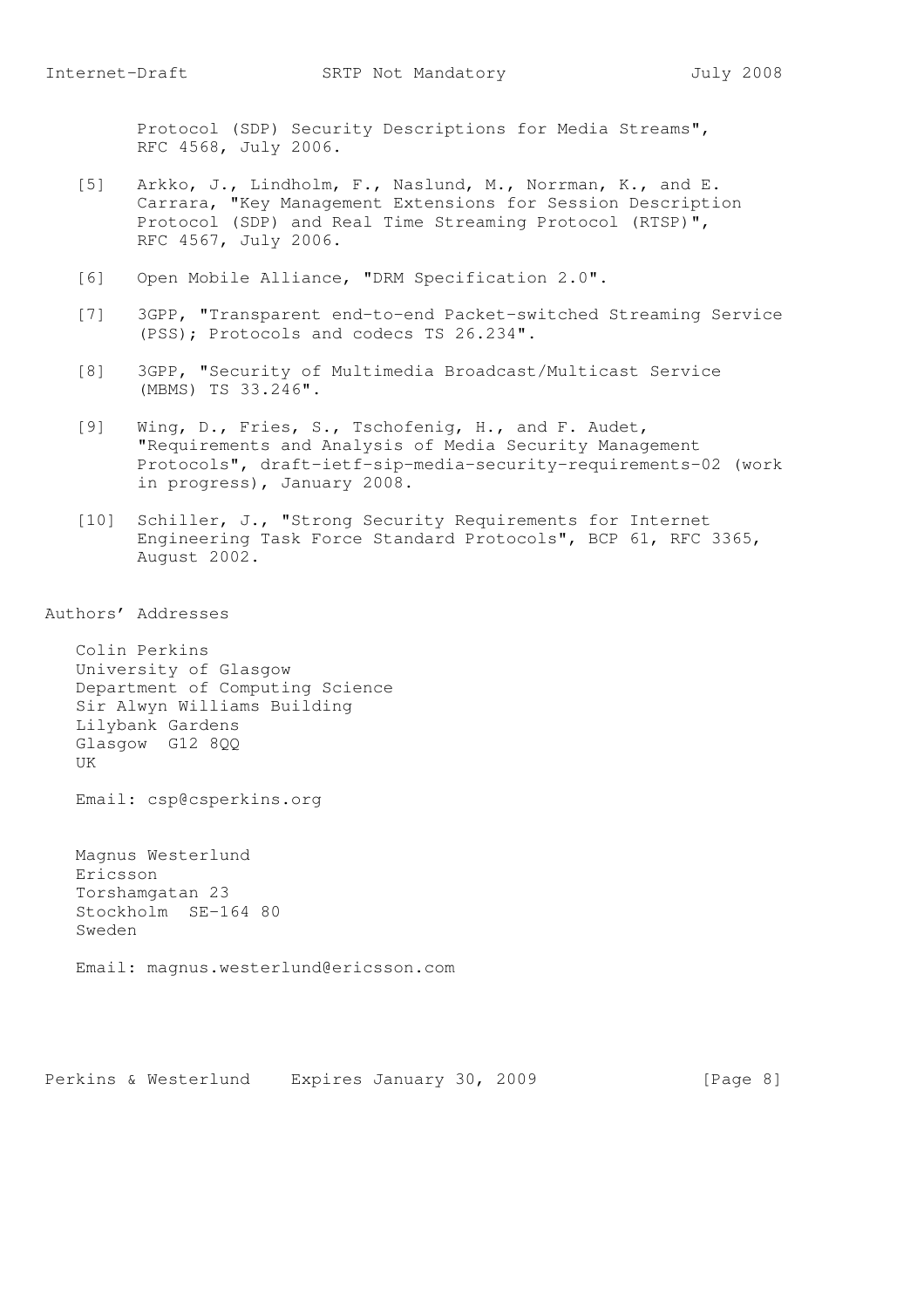Protocol (SDP) Security Descriptions for Media Streams", RFC 4568, July 2006.

[5] Arkko, J., Lindholm, F., Naslund, M., Norrman, K., and E. Carrara, "Key Management Extensions for Session Description Protocol (SDP) and Real Time Streaming Protocol (RTSP)", RFC 4567, July 2006.

[6] Open Mobile Alliance, "DRM Specification 2.0".

[7] 3GPP, "Transparent end-to-end Packet-switched Streaming Service (PSS); Protocols and codecs TS 26.234".

[8] 3GPP, "Security of Multimedia Broadcast/Multicast Service (MBMS) TS 33.246".

[9] Wing, D., Fries, S., Tschofenig, H., and F. Audet, "Requirements and Analysis of Media Security Management Protocols", draft-ietf-sip-media-security-requirements-02 (work in progress), January 2008.

[10] Schiller, J., "Strong Security Requirements for Internet Engineering Task Force Standard Protocols", BCP 61, RFC 3365, August 2002.

# Authors' Addresses

Colin Perkins
University of Glasgow
Department of Computing Science
Sir Alwyn Williams Building
Lilybank Gardens
Glasgow G12 8QQ
UK

Email: csp@csperkins.org

Magnus Westerlund
Ericsson
Torshamgatan 23
Stockholm SE-164 80
Sweden

Email: magnus.westerlund@ericsson.com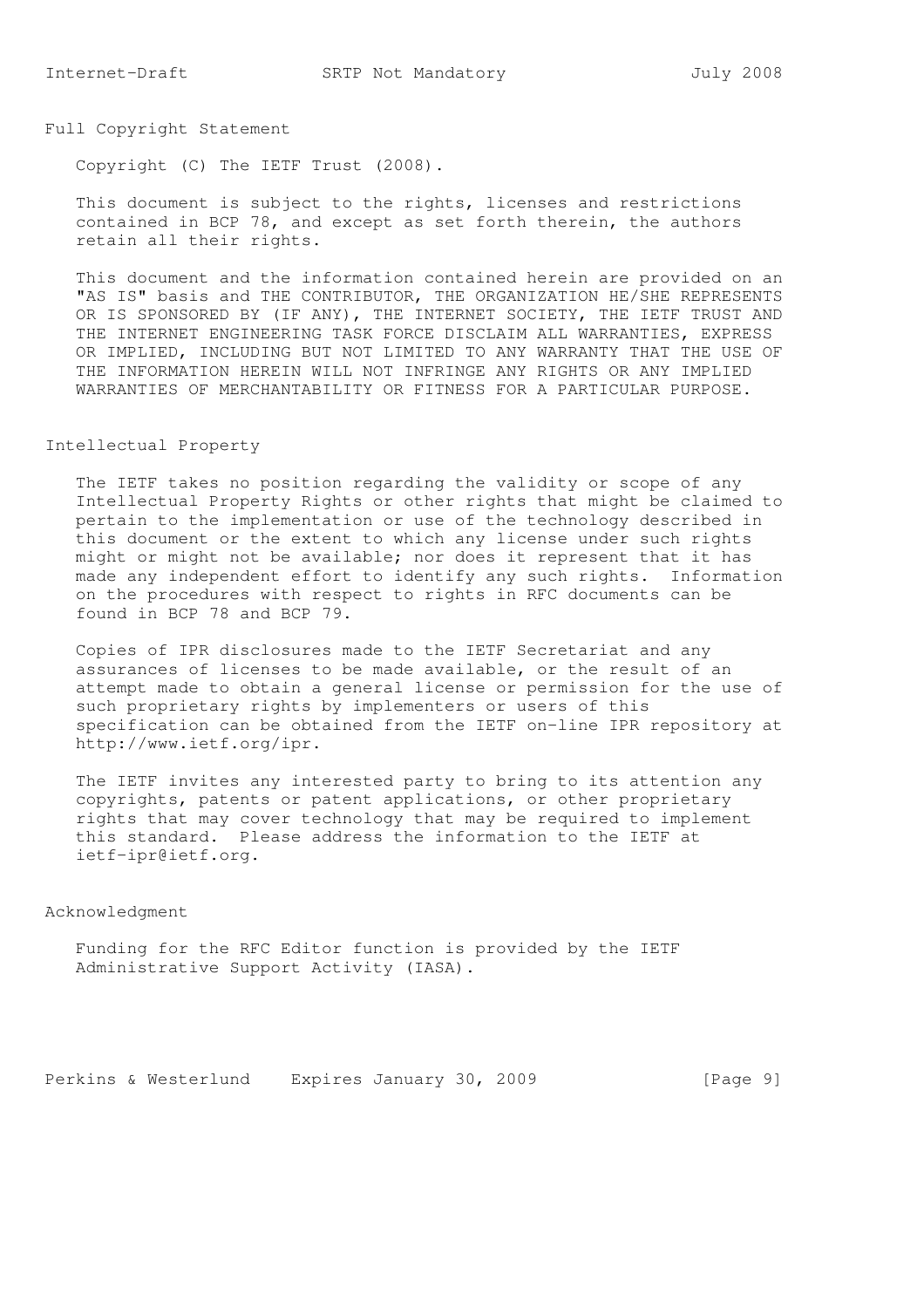## Full Copyright Statement

Copyright (C) The IETF Trust (2008).

This document is subject to the rights, licenses and restrictions contained in BCP 78, and except as set forth therein, the authors retain all their rights.

This document and the information contained herein are provided on an "AS IS" basis and THE CONTRIBUTOR, THE ORGANIZATION HE/SHE REPRESENTS OR IS SPONSORED BY (IF ANY), THE INTERNET SOCIETY, THE IETF TRUST AND THE INTERNET ENGINEERING TASK FORCE DISCLAIM ALL WARRANTIES, EXPRESS OR IMPLIED, INCLUDING BUT NOT LIMITED TO ANY WARRANTY THAT THE USE OF THE INFORMATION HEREIN WILL NOT INFRINGE ANY RIGHTS OR ANY IMPLIED WARRANTIES OF MERCHANTABILITY OR FITNESS FOR A PARTICULAR PURPOSE.

## Intellectual Property

The IETF takes no position regarding the validity or scope of any Intellectual Property Rights or other rights that might be claimed to pertain to the implementation or use of the technology described in this document or the extent to which any license under such rights might or might not be available; nor does it represent that it has made any independent effort to identify any such rights. Information on the procedures with respect to rights in RFC documents can be found in BCP 78 and BCP 79.

Copies of IPR disclosures made to the IETF Secretariat and any assurances of licenses to be made available, or the result of an attempt made to obtain a general license or permission for the use of such proprietary rights by implementers or users of this specification can be obtained from the IETF on-line IPR repository at http://www.ietf.org/ipr.

The IETF invites any interested party to bring to its attention any copyrights, patents or patent applications, or other proprietary rights that may cover technology that may be required to implement this standard. Please address the information to the IETF at ietf-ipr@ietf.org.

## Acknowledgment

Funding for the RFC Editor function is provided by the IETF Administrative Support Activity (IASA).